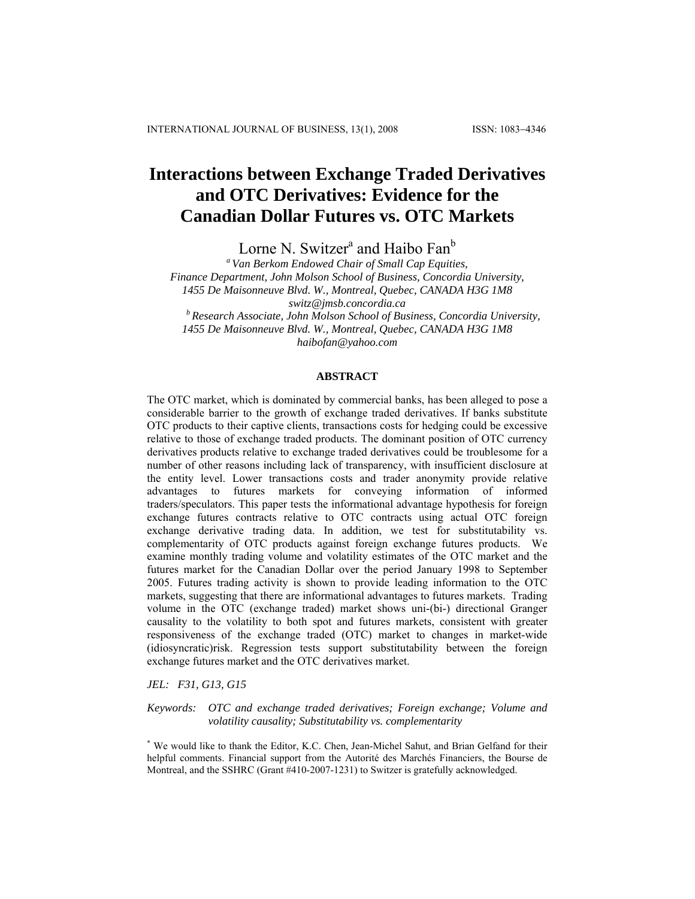# Interactions between Exchange Traded Derivatives and OTC Derivatives: Evidence for the Canadian Dollar Futures vs. OTC Markets

Lorne N. Switzer[a] and Haibo Fan[b]

[a] *Van Berkom Endowed Chair of Small Cap Equities, Finance Department, John Molson School of Business, Concordia University, 1455 De Maisonneuve Blvd. W., Montreal, Quebec, CANADA H3G 1M8*
*switz@jmsb.concordia.ca*

[b] *Research Associate, John Molson School of Business, Concordia University, 1455 De Maisonneuve Blvd. W., Montreal, Quebec, CANADA H3G 1M8*
*haibofan@yahoo.com*

## ABSTRACT

The OTC market, which is dominated by commercial banks, has been alleged to pose a considerable barrier to the growth of exchange traded derivatives. If banks substitute OTC products to their captive clients, transactions costs for hedging could be excessive relative to those of exchange traded products. The dominant position of OTC currency derivatives products relative to exchange traded derivatives could be troublesome for a number of other reasons including lack of transparency, with insufficient disclosure at the entity level. Lower transactions costs and trader anonymity provide relative advantages to futures markets for conveying information of informed traders/speculators. This paper tests the informational advantage hypothesis for foreign exchange futures contracts relative to OTC contracts using actual OTC foreign exchange derivative trading data. In addition, we test for substitutability vs. complementarity of OTC products against foreign exchange futures products. We examine monthly trading volume and volatility estimates of the OTC market and the futures market for the Canadian Dollar over the period January 1998 to September 2005. Futures trading activity is shown to provide leading information to the OTC markets, suggesting that there are informational advantages to futures markets. Trading volume in the OTC (exchange traded) market shows uni-(bi-) directional Granger causality to the volatility to both spot and futures markets, consistent with greater responsiveness of the exchange traded (OTC) market to changes in market-wide (idiosyncratic)risk. Regression tests support substitutability between the foreign exchange futures market and the OTC derivatives market.

*JEL: F31, G13, G15*

*Keywords: OTC and exchange traded derivatives; Foreign exchange; Volume and volatility causality; Substitutability vs. complementarity*

[*] We would like to thank the Editor, K.C. Chen, Jean-Michel Sahut, and Brian Gelfand for their helpful comments. Financial support from the Autorité des Marchés Financiers, the Bourse de Montreal, and the SSHRC (Grant #410-2007-1231) to Switzer is gratefully acknowledged.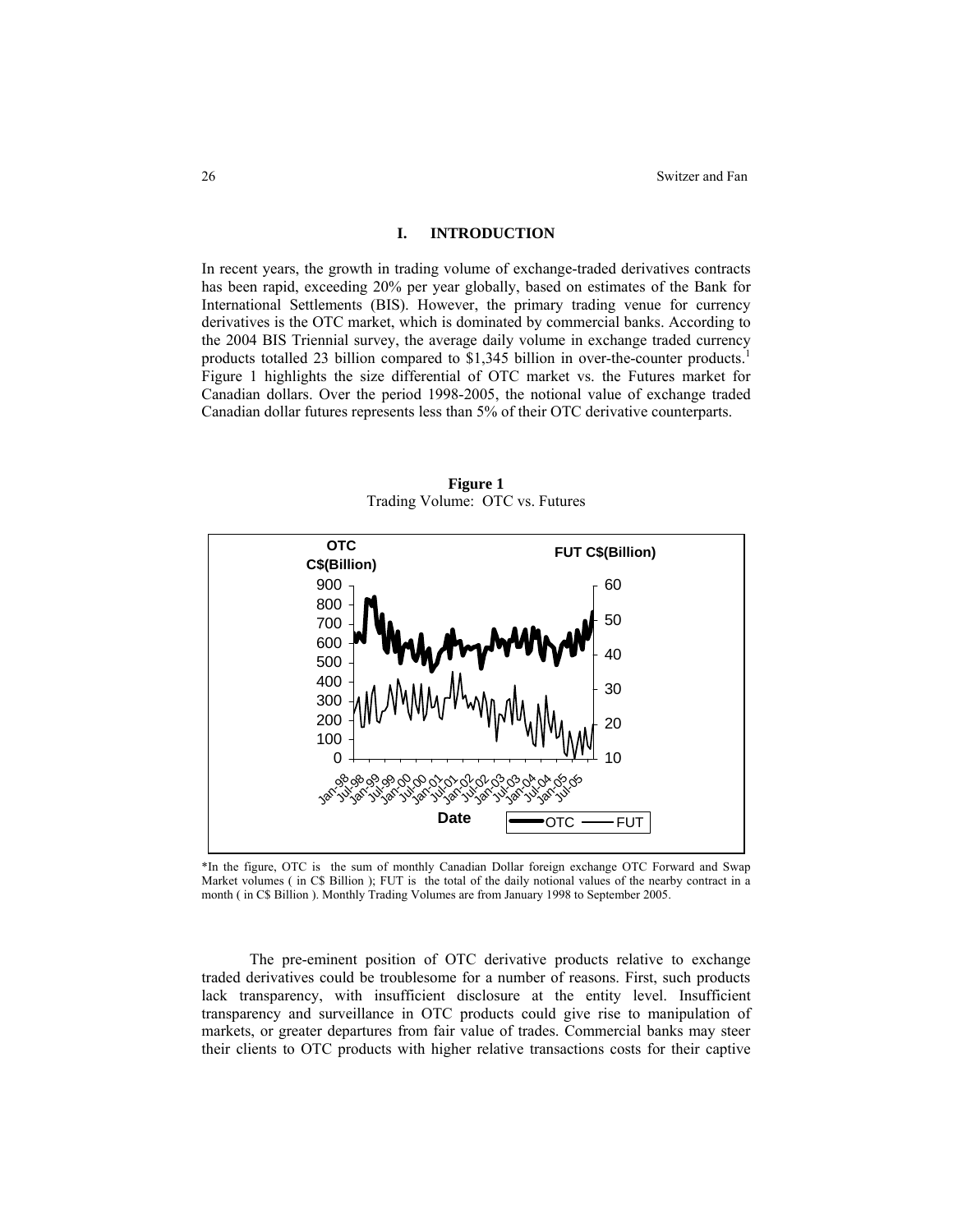## I. INTRODUCTION

In recent years, the growth in trading volume of exchange-traded derivatives contracts has been rapid, exceeding 20% per year globally, based on estimates of the Bank for International Settlements (BIS). However, the primary trading venue for currency derivatives is the OTC market, which is dominated by commercial banks. According to the 2004 BIS Triennial survey, the average daily volume in exchange traded currency products totalled 23 billion compared to $1,345 billion in over-the-counter products.[1] Figure 1 highlights the size differential of OTC market vs. the Futures market for Canadian dollars. Over the period 1998-2005, the notional value of exchange traded Canadian dollar futures represents less than 5% of their OTC derivative counterparts.

**Figure 1**
Trading Volume: OTC vs. Futures

*In the figure, OTC is the sum of monthly Canadian Dollar foreign exchange OTC Forward and Swap Market volumes ( in C$ Billion ); FUT is the total of the daily notional values of the nearby contract in a month ( in C$ Billion ). Monthly Trading Volumes are from January 1998 to September 2005.

The pre-eminent position of OTC derivative products relative to exchange traded derivatives could be troublesome for a number of reasons. First, such products lack transparency, with insufficient disclosure at the entity level. Insufficient transparency and surveillance in OTC products could give rise to manipulation of markets, or greater departures from fair value of trades. Commercial banks may steer their clients to OTC products with higher relative transactions costs for their captive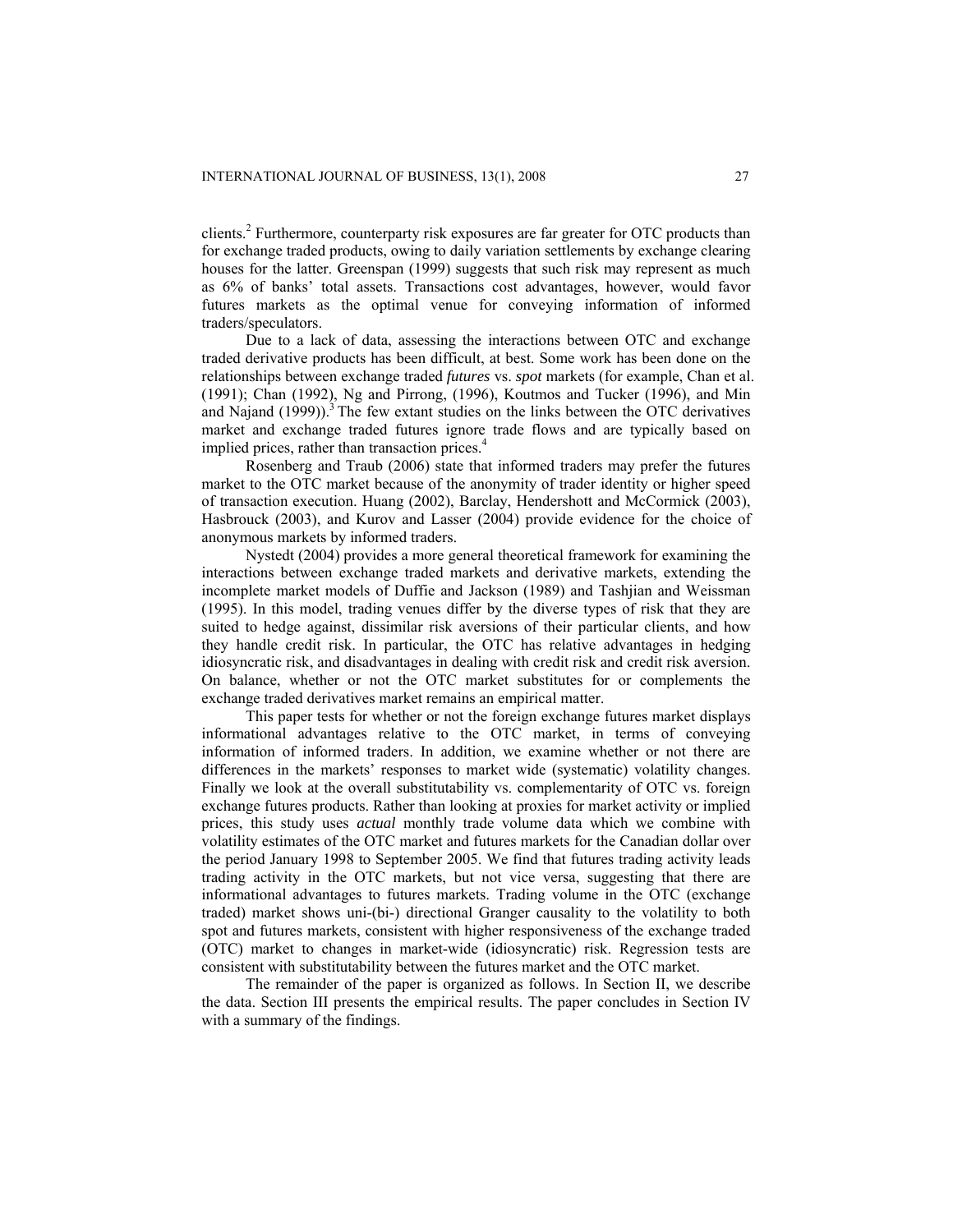clients.[2] Furthermore, counterparty risk exposures are far greater for OTC products than for exchange traded products, owing to daily variation settlements by exchange clearing houses for the latter. Greenspan (1999) suggests that such risk may represent as much as 6% of banks' total assets. Transactions cost advantages, however, would favor futures markets as the optimal venue for conveying information of informed traders/speculators.

Due to a lack of data, assessing the interactions between OTC and exchange traded derivative products has been difficult, at best. Some work has been done on the relationships between exchange traded *futures* vs. *spot* markets (for example, Chan et al. (1991); Chan (1992), Ng and Pirrong, (1996), Koutmos and Tucker (1996), and Min and Najand (1999)).[3] The few extant studies on the links between the OTC derivatives market and exchange traded futures ignore trade flows and are typically based on implied prices, rather than transaction prices.[4]

Rosenberg and Traub (2006) state that informed traders may prefer the futures market to the OTC market because of the anonymity of trader identity or higher speed of transaction execution. Huang (2002), Barclay, Hendershott and McCormick (2003), Hasbrouck (2003), and Kurov and Lasser (2004) provide evidence for the choice of anonymous markets by informed traders.

Nystedt (2004) provides a more general theoretical framework for examining the interactions between exchange traded markets and derivative markets, extending the incomplete market models of Duffie and Jackson (1989) and Tashjian and Weissman (1995). In this model, trading venues differ by the diverse types of risk that they are suited to hedge against, dissimilar risk aversions of their particular clients, and how they handle credit risk. In particular, the OTC has relative advantages in hedging idiosyncratic risk, and disadvantages in dealing with credit risk and credit risk aversion. On balance, whether or not the OTC market substitutes for or complements the exchange traded derivatives market remains an empirical matter.

This paper tests for whether or not the foreign exchange futures market displays informational advantages relative to the OTC market, in terms of conveying information of informed traders. In addition, we examine whether or not there are differences in the markets' responses to market wide (systematic) volatility changes. Finally we look at the overall substitutability vs. complementarity of OTC vs. foreign exchange futures products. Rather than looking at proxies for market activity or implied prices, this study uses *actual* monthly trade volume data which we combine with volatility estimates of the OTC market and futures markets for the Canadian dollar over the period January 1998 to September 2005. We find that futures trading activity leads trading activity in the OTC markets, but not vice versa, suggesting that there are informational advantages to futures markets. Trading volume in the OTC (exchange traded) market shows uni-(bi-) directional Granger causality to the volatility to both spot and futures markets, consistent with higher responsiveness of the exchange traded (OTC) market to changes in market-wide (idiosyncratic) risk. Regression tests are consistent with substitutability between the futures market and the OTC market.

The remainder of the paper is organized as follows. In Section II, we describe the data. Section III presents the empirical results. The paper concludes in Section IV with a summary of the findings.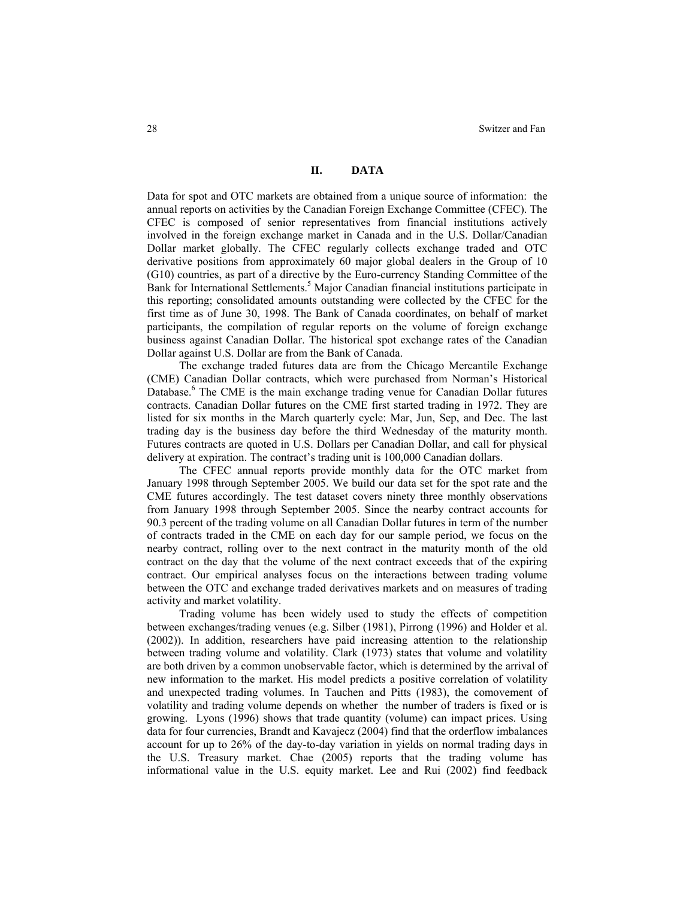## II. DATA

Data for spot and OTC markets are obtained from a unique source of information: the annual reports on activities by the Canadian Foreign Exchange Committee (CFEC). The CFEC is composed of senior representatives from financial institutions actively involved in the foreign exchange market in Canada and in the U.S. Dollar/Canadian Dollar market globally. The CFEC regularly collects exchange traded and OTC derivative positions from approximately 60 major global dealers in the Group of 10 (G10) countries, as part of a directive by the Euro-currency Standing Committee of the Bank for International Settlements.[5] Major Canadian financial institutions participate in this reporting; consolidated amounts outstanding were collected by the CFEC for the first time as of June 30, 1998. The Bank of Canada coordinates, on behalf of market participants, the compilation of regular reports on the volume of foreign exchange business against Canadian Dollar. The historical spot exchange rates of the Canadian Dollar against U.S. Dollar are from the Bank of Canada.

The exchange traded futures data are from the Chicago Mercantile Exchange (CME) Canadian Dollar contracts, which were purchased from Norman's Historical Database.[6] The CME is the main exchange trading venue for Canadian Dollar futures contracts. Canadian Dollar futures on the CME first started trading in 1972. They are listed for six months in the March quarterly cycle: Mar, Jun, Sep, and Dec. The last trading day is the business day before the third Wednesday of the maturity month. Futures contracts are quoted in U.S. Dollars per Canadian Dollar, and call for physical delivery at expiration. The contract's trading unit is 100,000 Canadian dollars.

The CFEC annual reports provide monthly data for the OTC market from January 1998 through September 2005. We build our data set for the spot rate and the CME futures accordingly. The test dataset covers ninety three monthly observations from January 1998 through September 2005. Since the nearby contract accounts for 90.3 percent of the trading volume on all Canadian Dollar futures in term of the number of contracts traded in the CME on each day for our sample period, we focus on the nearby contract, rolling over to the next contract in the maturity month of the old contract on the day that the volume of the next contract exceeds that of the expiring contract. Our empirical analyses focus on the interactions between trading volume between the OTC and exchange traded derivatives markets and on measures of trading activity and market volatility.

Trading volume has been widely used to study the effects of competition between exchanges/trading venues (e.g. Silber (1981), Pirrong (1996) and Holder et al. (2002)). In addition, researchers have paid increasing attention to the relationship between trading volume and volatility. Clark (1973) states that volume and volatility are both driven by a common unobservable factor, which is determined by the arrival of new information to the market. His model predicts a positive correlation of volatility and unexpected trading volumes. In Tauchen and Pitts (1983), the comovement of volatility and trading volume depends on whether the number of traders is fixed or is growing. Lyons (1996) shows that trade quantity (volume) can impact prices. Using data for four currencies, Brandt and Kavajecz (2004) find that the orderflow imbalances account for up to 26% of the day-to-day variation in yields on normal trading days in the U.S. Treasury market. Chae (2005) reports that the trading volume has informational value in the U.S. equity market. Lee and Rui (2002) find feedback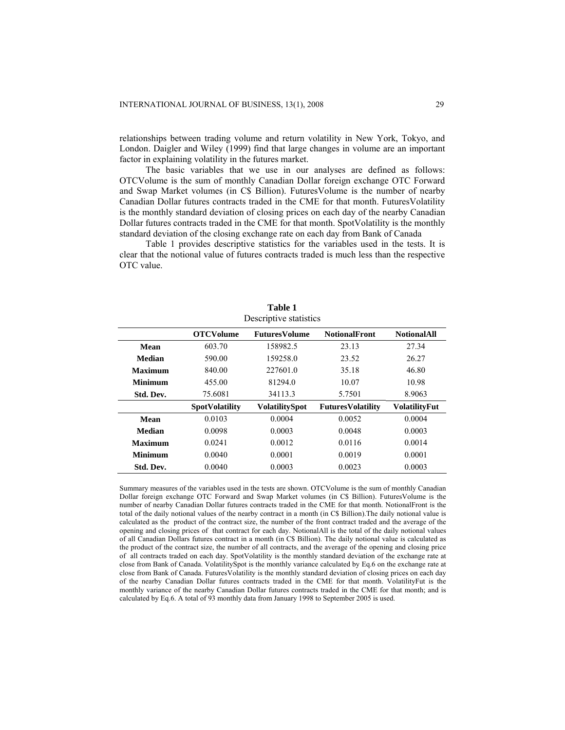relationships between trading volume and return volatility in New York, Tokyo, and London. Daigler and Wiley (1999) find that large changes in volume are an important factor in explaining volatility in the futures market.

The basic variables that we use in our analyses are defined as follows: OTCVolume is the sum of monthly Canadian Dollar foreign exchange OTC Forward and Swap Market volumes (in C$ Billion). FuturesVolume is the number of nearby Canadian Dollar futures contracts traded in the CME for that month. FuturesVolatility is the monthly standard deviation of closing prices on each day of the nearby Canadian Dollar futures contracts traded in the CME for that month. SpotVolatility is the monthly standard deviation of the closing exchange rate on each day from Bank of Canada

Table 1 provides descriptive statistics for the variables used in the tests. It is clear that the notional value of futures contracts traded is much less than the respective OTC value.

**Table 1**
Descriptive statistics

| | **OTCVolume** | **FuturesVolume** | **NotionalFront** | **NotionalAll** |
|---|---|---|---|---|
| **Mean** | 603.70 | 158982.5 | 23.13 | 27.34 |
| **Median** | 590.00 | 159258.0 | 23.52 | 26.27 |
| **Maximum** | 840.00 | 227601.0 | 35.18 | 46.80 |
| **Minimum** | 455.00 | 81294.0 | 10.07 | 10.98 |
| **Std. Dev.** | 75.6081 | 34113.3 | 5.7501 | 8.9063 |
| | **SpotVolatility** | **VolatilitySpot** | **FuturesVolatility** | **VolatilityFut** |
| **Mean** | 0.0103 | 0.0004 | 0.0052 | 0.0004 |
| **Median** | 0.0098 | 0.0003 | 0.0048 | 0.0003 |
| **Maximum** | 0.0241 | 0.0012 | 0.0116 | 0.0014 |
| **Minimum** | 0.0040 | 0.0001 | 0.0019 | 0.0001 |
| **Std. Dev.** | 0.0040 | 0.0003 | 0.0023 | 0.0003 |

Summary measures of the variables used in the tests are shown. OTCVolume is the sum of monthly Canadian Dollar foreign exchange OTC Forward and Swap Market volumes (in C$ Billion). FuturesVolume is the number of nearby Canadian Dollar futures contracts traded in the CME for that month. NotionalFront is the total of the daily notional values of the nearby contract in a month (in C$ Billion).The daily notional value is calculated as the product of the contract size, the number of the front contract traded and the average of the opening and closing prices of that contract for each day. NotionalAll is the total of the daily notional values of all Canadian Dollars futures contract in a month (in C$ Billion). The daily notional value is calculated as the product of the contract size, the number of all contracts, and the average of the opening and closing price of all contracts traded on each day. SpotVolatility is the monthly standard deviation of the exchange rate at close from Bank of Canada. VolatilitySpot is the monthly variance calculated by Eq.6 on the exchange rate at close from Bank of Canada. FuturesVolatility is the monthly standard deviation of closing prices on each day of the nearby Canadian Dollar futures contracts traded in the CME for that month. VolatilityFut is the monthly variance of the nearby Canadian Dollar futures contracts traded in the CME for that month; and is calculated by Eq.6. A total of 93 monthly data from January 1998 to September 2005 is used.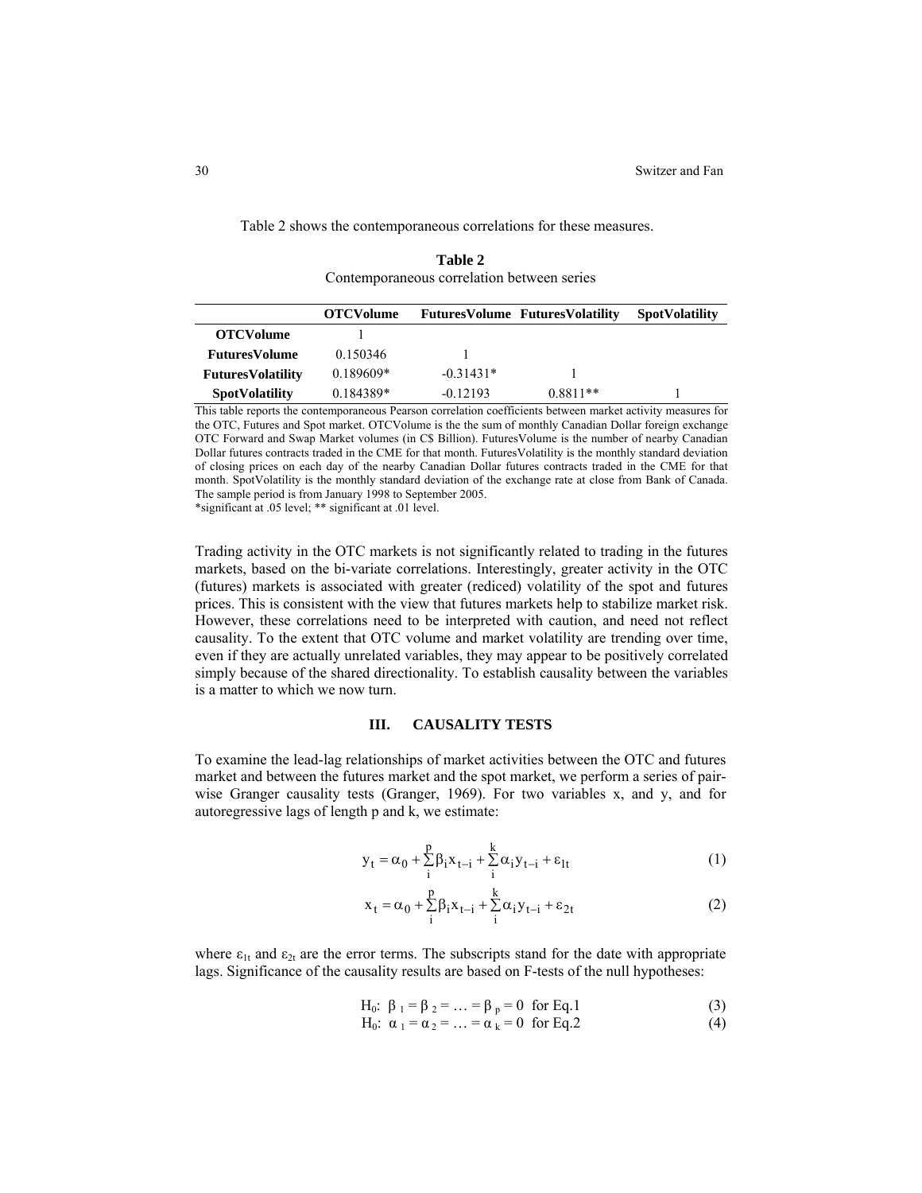Table 2 shows the contemporaneous correlations for these measures.

**Table 2**
Contemporaneous correlation between series

| | **OTCVolume** | **FuturesVolume** | **FuturesVolatility** | **SpotVolatility** |
|---|---|---|---|---|
| **OTCVolume** | 1 | | | |
| **FuturesVolume** | 0.150346 | 1 | | |
| **FuturesVolatility** | 0.189609* | -0.31431* | 1 | |
| **SpotVolatility** | 0.184389* | -0.12193 | 0.8811** | 1 |

This table reports the contemporaneous Pearson correlation coefficients between market activity measures for the OTC, Futures and Spot market. OTCVolume is the the sum of monthly Canadian Dollar foreign exchange OTC Forward and Swap Market volumes (in C$ Billion). FuturesVolume is the number of nearby Canadian Dollar futures contracts traded in the CME for that month. FuturesVolatility is the monthly standard deviation of closing prices on each day of the nearby Canadian Dollar futures contracts traded in the CME for that month. SpotVolatility is the monthly standard deviation of the exchange rate at close from Bank of Canada. The sample period is from January 1998 to September 2005.
*significant at .05 level; ** significant at .01 level.

Trading activity in the OTC markets is not significantly related to trading in the futures markets, based on the bi-variate correlations. Interestingly, greater activity in the OTC (futures) markets is associated with greater (rediced) volatility of the spot and futures prices. This is consistent with the view that futures markets help to stabilize market risk. However, these correlations need to be interpreted with caution, and need not reflect causality. To the extent that OTC volume and market volatility are trending over time, even if they are actually unrelated variables, they may appear to be positively correlated simply because of the shared directionality. To establish causality between the variables is a matter to which we now turn.

## III. CAUSALITY TESTS

To examine the lead-lag relationships of market activities between the OTC and futures market and between the futures market and the spot market, we perform a series of pair-wise Granger causality tests (Granger, 1969). For two variables x, and y, and for autoregressive lags of length p and k, we estimate:

$$y_t = \alpha_0 + \sum_{i}^{p} \beta_i x_{t-i} + \sum_{i}^{k} \alpha_i y_{t-i} + \varepsilon_{1t} \tag{1}$$

$$x_t = \alpha_0 + \sum_{i}^{p} \beta_i x_{t-i} + \sum_{i}^{k} \alpha_i y_{t-i} + \varepsilon_{2t} \tag{2}$$

where $\varepsilon_{1t}$ and $\varepsilon_{2t}$ are the error terms. The subscripts stand for the date with appropriate lags. Significance of the causality results are based on F-tests of the null hypotheses:

$$H_0: \ \beta_1 = \beta_2 = \ldots = \beta_p = 0 \ \text{ for Eq.1} \tag{3}$$

$$H_0: \ \alpha_1 = \alpha_2 = \ldots = \alpha_k = 0 \ \text{ for Eq.2} \tag{4}$$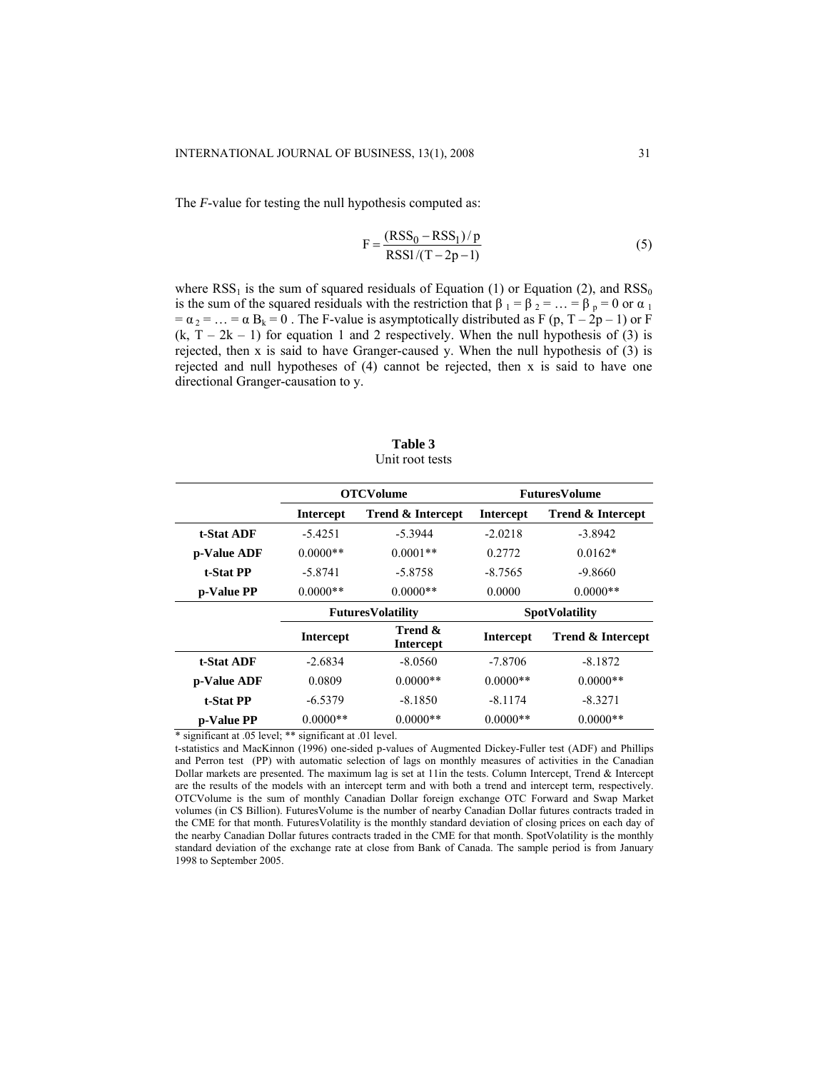The *F*-value for testing the null hypothesis computed as:

$$F = \frac{(RSS_0 - RSS_1)/p}{RSS1/(T-2p-1)} \tag{5}$$

where $RSS_1$ is the sum of squared residuals of Equation (1) or Equation (2), and $RSS_0$ is the sum of the squared residuals with the restriction that $\beta_1 = \beta_2 = \ldots = \beta_p = 0$ or $\alpha_1 = \alpha_2 = \ldots = \alpha B_k = 0$ . The F-value is asymptotically distributed as F (p, T – 2p – 1) or F (k, T – 2k – 1) for equation 1 and 2 respectively. When the null hypothesis of (3) is rejected, then x is said to have Granger-caused y. When the null hypothesis of (3) is rejected and null hypotheses of (4) cannot be rejected, then x is said to have one directional Granger-causation to y.

**Table 3**
Unit root tests

| | **OTCVolume** | | **FuturesVolume** | |
|---|---|---|---|---|
| | **Intercept** | **Trend & Intercept** | **Intercept** | **Trend & Intercept** |
| **t-Stat ADF** | -5.4251 | -5.3944 | -2.0218 | -3.8942 |
| **p-Value ADF** | 0.0000** | 0.0001** | 0.2772 | 0.0162* |
| **t-Stat PP** | -5.8741 | -5.8758 | -8.7565 | -9.8660 |
| **p-Value PP** | 0.0000** | 0.0000** | 0.0000 | 0.0000** |
| | **FuturesVolatility** | | **SpotVolatility** | |
| | **Intercept** | **Trend & Intercept** | **Intercept** | **Trend & Intercept** |
| **t-Stat ADF** | -2.6834 | -8.0560 | -7.8706 | -8.1872 |
| **p-Value ADF** | 0.0809 | 0.0000** | 0.0000** | 0.0000** |
| **t-Stat PP** | -6.5379 | -8.1850 | -8.1174 | -8.3271 |
| **p-Value PP** | 0.0000** | 0.0000** | 0.0000** | 0.0000** |

\* significant at .05 level; ** significant at .01 level.

t-statistics and MacKinnon (1996) one-sided p-values of Augmented Dickey-Fuller test (ADF) and Phillips and Perron test (PP) with automatic selection of lags on monthly measures of activities in the Canadian Dollar markets are presented. The maximum lag is set at 11in the tests. Column Intercept, Trend & Intercept are the results of the models with an intercept term and with both a trend and intercept term, respectively. OTCVolume is the sum of monthly Canadian Dollar foreign exchange OTC Forward and Swap Market volumes (in C$ Billion). FuturesVolume is the number of nearby Canadian Dollar futures contracts traded in the CME for that month. FuturesVolatility is the monthly standard deviation of closing prices on each day of the nearby Canadian Dollar futures contracts traded in the CME for that month. SpotVolatility is the monthly standard deviation of the exchange rate at close from Bank of Canada. The sample period is from January 1998 to September 2005.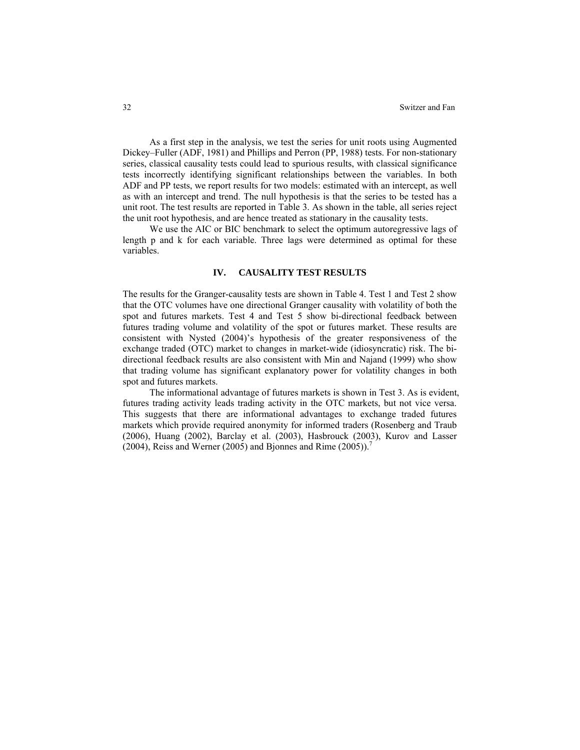As a first step in the analysis, we test the series for unit roots using Augmented Dickey–Fuller (ADF, 1981) and Phillips and Perron (PP, 1988) tests. For non-stationary series, classical causality tests could lead to spurious results, with classical significance tests incorrectly identifying significant relationships between the variables. In both ADF and PP tests, we report results for two models: estimated with an intercept, as well as with an intercept and trend. The null hypothesis is that the series to be tested has a unit root. The test results are reported in Table 3. As shown in the table, all series reject the unit root hypothesis, and are hence treated as stationary in the causality tests.

We use the AIC or BIC benchmark to select the optimum autoregressive lags of length p and k for each variable. Three lags were determined as optimal for these variables.

## IV. CAUSALITY TEST RESULTS

The results for the Granger-causality tests are shown in Table 4. Test 1 and Test 2 show that the OTC volumes have one directional Granger causality with volatility of both the spot and futures markets. Test 4 and Test 5 show bi-directional feedback between futures trading volume and volatility of the spot or futures market. These results are consistent with Nysted (2004)'s hypothesis of the greater responsiveness of the exchange traded (OTC) market to changes in market-wide (idiosyncratic) risk. The bi-directional feedback results are also consistent with Min and Najand (1999) who show that trading volume has significant explanatory power for volatility changes in both spot and futures markets.

The informational advantage of futures markets is shown in Test 3. As is evident, futures trading activity leads trading activity in the OTC markets, but not vice versa. This suggests that there are informational advantages to exchange traded futures markets which provide required anonymity for informed traders (Rosenberg and Traub (2006), Huang (2002), Barclay et al. (2003), Hasbrouck (2003), Kurov and Lasser (2004), Reiss and Werner (2005) and Bjonnes and Rime (2005)).[7]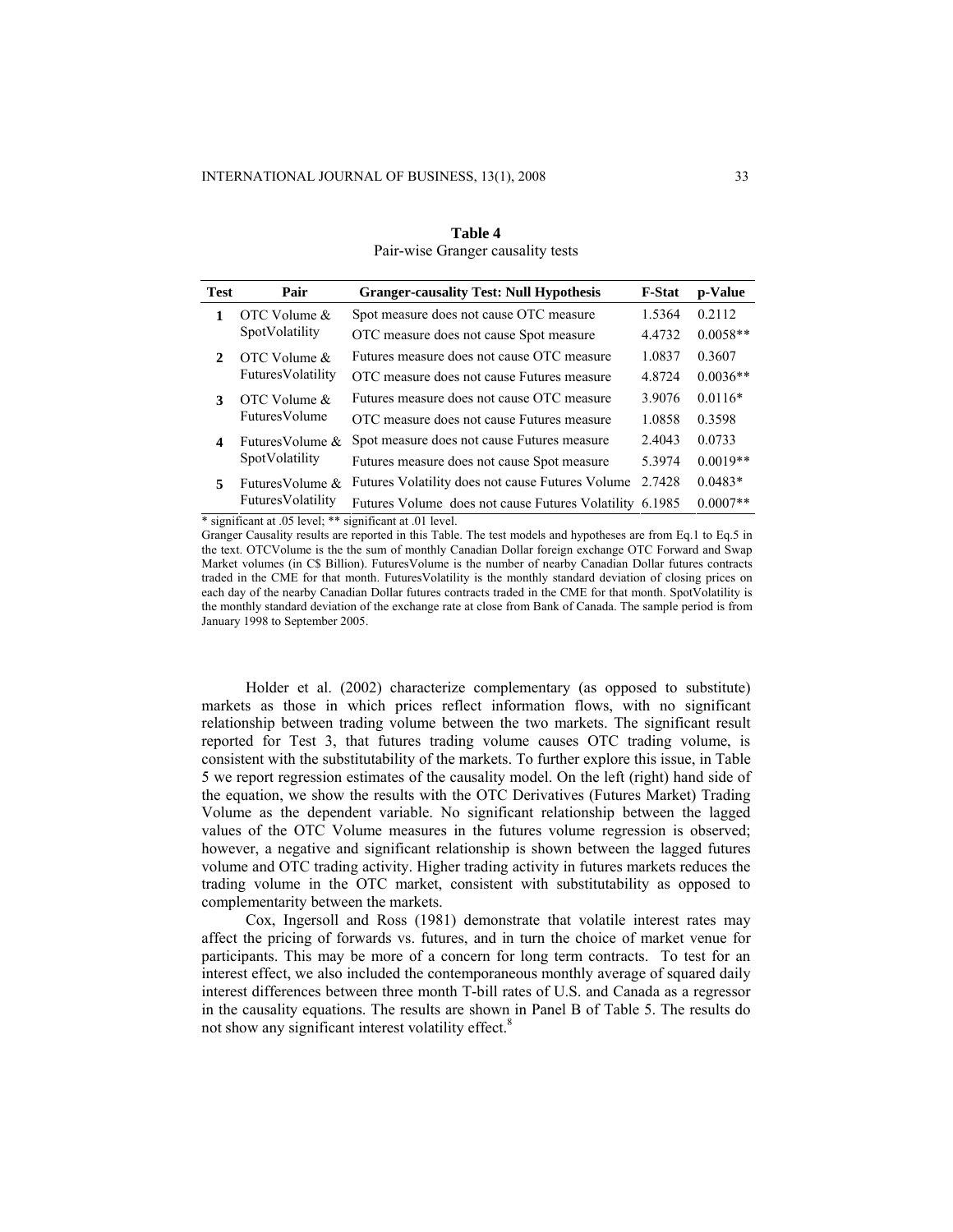**Table 4**
Pair-wise Granger causality tests

| Test | Pair | Granger-causality Test: Null Hypothesis | F-Stat | p-Value |
|---|---|---|---|---|
| **1** | OTC Volume & SpotVolatility | Spot measure does not cause OTC measure | 1.5364 | 0.2112 |
| | | OTC measure does not cause Spot measure | 4.4732 | 0.0058** |
| **2** | OTC Volume & FuturesVolatility | Futures measure does not cause OTC measure | 1.0837 | 0.3607 |
| | | OTC measure does not cause Futures measure | 4.8724 | 0.0036** |
| **3** | OTC Volume & FuturesVolume | Futures measure does not cause OTC measure | 3.9076 | 0.0116* |
| | | OTC measure does not cause Futures measure | 1.0858 | 0.3598 |
| **4** | FuturesVolume & SpotVolatility | Spot measure does not cause Futures measure | 2.4043 | 0.0733 |
| | | Futures measure does not cause Spot measure | 5.3974 | 0.0019** |
| **5** | FuturesVolume & FuturesVolatility | Futures Volatility does not cause Futures Volume | 2.7428 | 0.0483* |
| | | Futures Volume does not cause Futures Volatility | 6.1985 | 0.0007** |

* significant at .05 level; ** significant at .01 level.

Granger Causality results are reported in this Table. The test models and hypotheses are from Eq.1 to Eq.5 in the text. OTCVolume is the the sum of monthly Canadian Dollar foreign exchange OTC Forward and Swap Market volumes (in C$ Billion). FuturesVolume is the number of nearby Canadian Dollar futures contracts traded in the CME for that month. FuturesVolatility is the monthly standard deviation of closing prices on each day of the nearby Canadian Dollar futures contracts traded in the CME for that month. SpotVolatility is the monthly standard deviation of the exchange rate at close from Bank of Canada. The sample period is from January 1998 to September 2005.

Holder et al. (2002) characterize complementary (as opposed to substitute) markets as those in which prices reflect information flows, with no significant relationship between trading volume between the two markets. The significant result reported for Test 3, that futures trading volume causes OTC trading volume, is consistent with the substitutability of the markets. To further explore this issue, in Table 5 we report regression estimates of the causality model. On the left (right) hand side of the equation, we show the results with the OTC Derivatives (Futures Market) Trading Volume as the dependent variable. No significant relationship between the lagged values of the OTC Volume measures in the futures volume regression is observed; however, a negative and significant relationship is shown between the lagged futures volume and OTC trading activity. Higher trading activity in futures markets reduces the trading volume in the OTC market, consistent with substitutability as opposed to complementarity between the markets.

Cox, Ingersoll and Ross (1981) demonstrate that volatile interest rates may affect the pricing of forwards vs. futures, and in turn the choice of market venue for participants. This may be more of a concern for long term contracts. To test for an interest effect, we also included the contemporaneous monthly average of squared daily interest differences between three month T-bill rates of U.S. and Canada as a regressor in the causality equations. The results are shown in Panel B of Table 5. The results do not show any significant interest volatility effect.[8]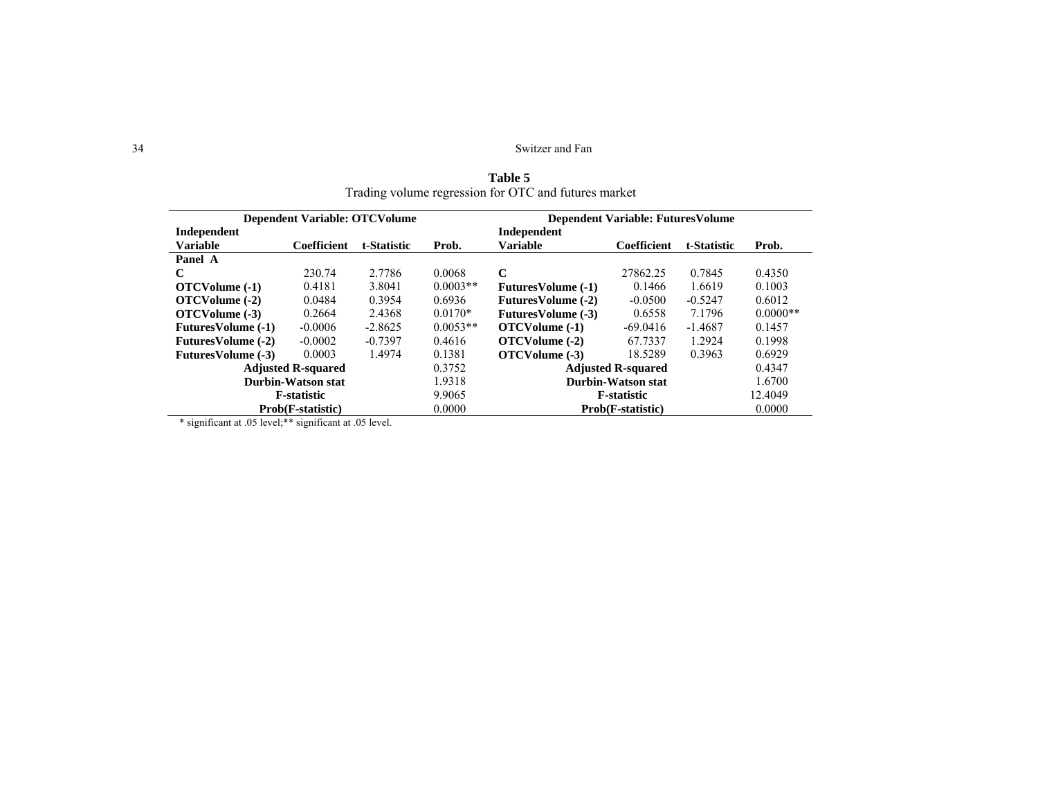**Table 5**
Trading volume regression for OTC and futures market

| Dependent Variable: OTCVolume | | | | Dependent Variable: FuturesVolume | | | |
|---|---|---|---|---|---|---|---|
| **Independent Variable** | **Coefficient** | **t-Statistic** | **Prob.** | **Independent Variable** | **Coefficient** | **t-Statistic** | **Prob.** |
| **Panel A** | | | | | | | |
| **C** | 230.74 | 2.7786 | 0.0068 | **C** | 27862.25 | 0.7845 | 0.4350 |
| **OTCVolume (-1)** | 0.4181 | 3.8041 | 0.0003** | **FuturesVolume (-1)** | 0.1466 | 1.6619 | 0.1003 |
| **OTCVolume (-2)** | 0.0484 | 0.3954 | 0.6936 | **FuturesVolume (-2)** | -0.0500 | -0.5247 | 0.6012 |
| **OTCVolume (-3)** | 0.2664 | 2.4368 | 0.0170* | **FuturesVolume (-3)** | 0.6558 | 7.1796 | 0.0000** |
| **FuturesVolume (-1)** | -0.0006 | -2.8625 | 0.0053** | **OTCVolume (-1)** | -69.0416 | -1.4687 | 0.1457 |
| **FuturesVolume (-2)** | -0.0002 | -0.7397 | 0.4616 | **OTCVolume (-2)** | 67.7337 | 1.2924 | 0.1998 |
| **FuturesVolume (-3)** | 0.0003 | 1.4974 | 0.1381 | **OTCVolume (-3)** | 18.5289 | 0.3963 | 0.6929 |
| **Adjusted R-squared** | | | 0.3752 | **Adjusted R-squared** | | | 0.4347 |
| **Durbin-Watson stat** | | | 1.9318 | **Durbin-Watson stat** | | | 1.6700 |
| **F-statistic** | | | 9.9065 | **F-statistic** | | | 12.4049 |
| **Prob(F-statistic)** | | | 0.0000 | **Prob(F-statistic)** | | | 0.0000 |

* significant at .05 level;** significant at .05 level.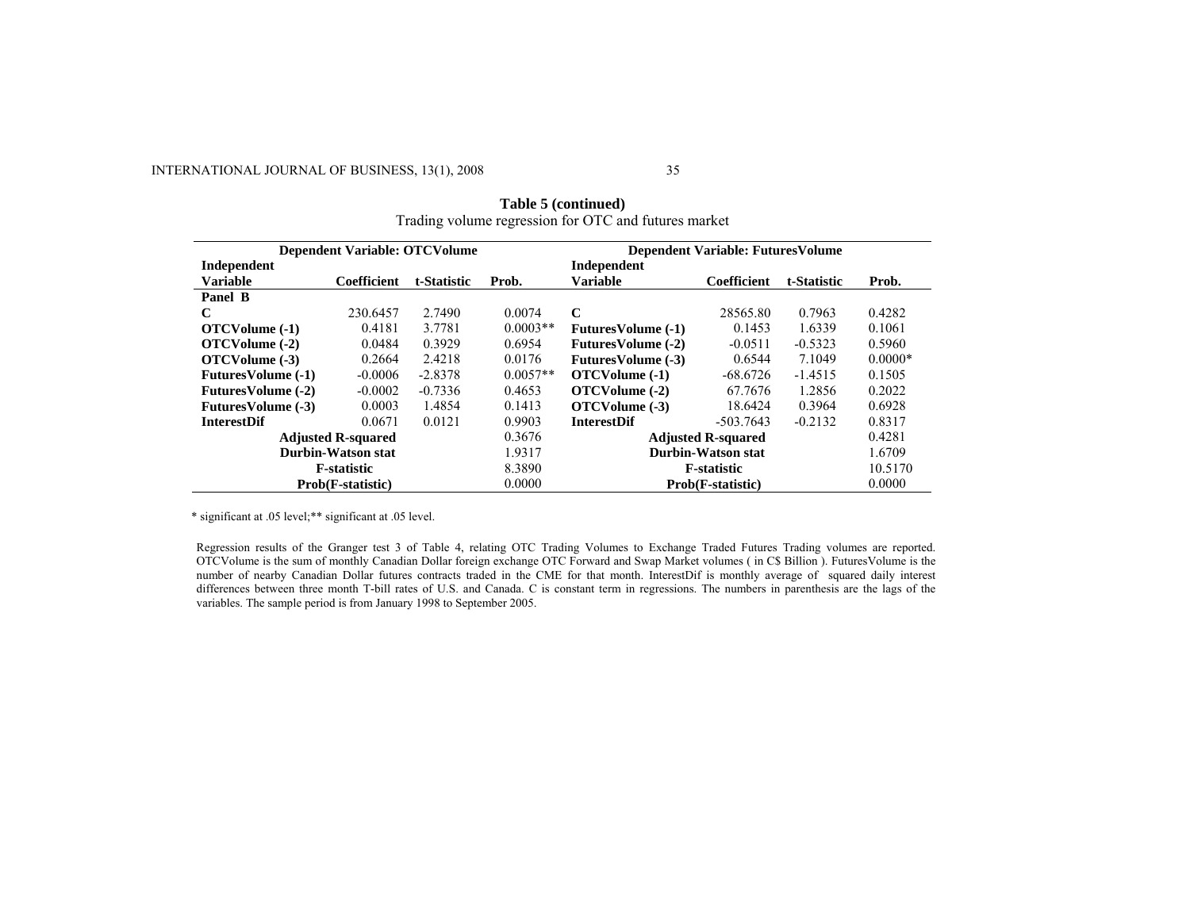**Table 5 (continued)**

Trading volume regression for OTC and futures market

| Dependent Variable: OTCVolume | | | | Dependent Variable: FuturesVolume | | | |
|---|---|---|---|---|---|---|---|
| **Independent Variable** | **Coefficient** | **t-Statistic** | **Prob.** | **Independent Variable** | **Coefficient** | **t-Statistic** | **Prob.** |
| **Panel B** | | | | | | | |
| **C** | 230.6457 | 2.7490 | 0.0074 | **C** | 28565.80 | 0.7963 | 0.4282 |
| **OTCVolume (-1)** | 0.4181 | 3.7781 | 0.0003** | **FuturesVolume (-1)** | 0.1453 | 1.6339 | 0.1061 |
| **OTCVolume (-2)** | 0.0484 | 0.3929 | 0.6954 | **FuturesVolume (-2)** | -0.0511 | -0.5323 | 0.5960 |
| **OTCVolume (-3)** | 0.2664 | 2.4218 | 0.0176 | **FuturesVolume (-3)** | 0.6544 | 7.1049 | 0.0000* |
| **FuturesVolume (-1)** | -0.0006 | -2.8378 | 0.0057** | **OTCVolume (-1)** | -68.6726 | -1.4515 | 0.1505 |
| **FuturesVolume (-2)** | -0.0002 | -0.7336 | 0.4653 | **OTCVolume (-2)** | 67.7676 | 1.2856 | 0.2022 |
| **FuturesVolume (-3)** | 0.0003 | 1.4854 | 0.1413 | **OTCVolume (-3)** | 18.6424 | 0.3964 | 0.6928 |
| **InterestDif** | 0.0671 | 0.0121 | 0.9903 | **InterestDif** | -503.7643 | -0.2132 | 0.8317 |
| **Adjusted R-squared** | | | 0.3676 | **Adjusted R-squared** | | | 0.4281 |
| **Durbin-Watson stat** | | | 1.9317 | **Durbin-Watson stat** | | | 1.6709 |
| **F-statistic** | | | 8.3890 | **F-statistic** | | | 10.5170 |
| **Prob(F-statistic)** | | | 0.0000 | **Prob(F-statistic)** | | | 0.0000 |

\* significant at .05 level;** significant at .05 level.

Regression results of the Granger test 3 of Table 4, relating OTC Trading Volumes to Exchange Traded Futures Trading volumes are reported. OTCVolume is the sum of monthly Canadian Dollar foreign exchange OTC Forward and Swap Market volumes ( in C$ Billion ). FuturesVolume is the number of nearby Canadian Dollar futures contracts traded in the CME for that month. InterestDif is monthly average of squared daily interest differences between three month T-bill rates of U.S. and Canada. C is constant term in regressions. The numbers in parenthesis are the lags of the variables. The sample period is from January 1998 to September 2005.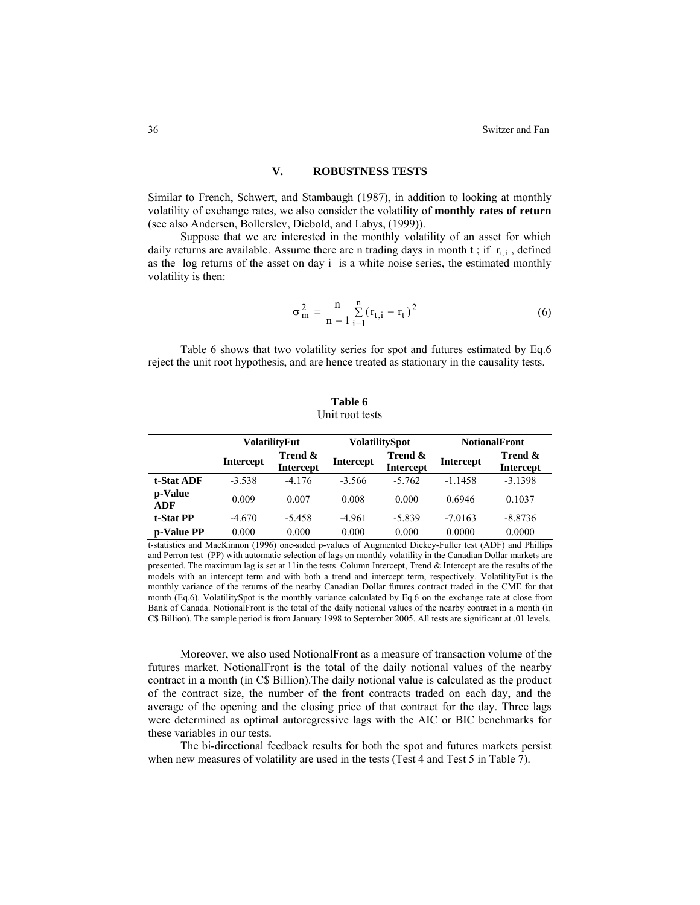## V. ROBUSTNESS TESTS

Similar to French, Schwert, and Stambaugh (1987), in addition to looking at monthly volatility of exchange rates, we also consider the volatility of **monthly rates of return** (see also Andersen, Bollerslev, Diebold, and Labys, (1999)).

Suppose that we are interested in the monthly volatility of an asset for which daily returns are available. Assume there are n trading days in month t ; if $r_{t,i}$ , defined as the log returns of the asset on day i is a white noise series, the estimated monthly volatility is then:

$$\sigma_m^2 = \frac{n}{n-1}\sum_{i=1}^{n}(r_{t,i} - \bar{r}_t)^2 \tag{6}$$

Table 6 shows that two volatility series for spot and futures estimated by Eq.6 reject the unit root hypothesis, and are hence treated as stationary in the causality tests.

**Table 6**
Unit root tests

| | VolatilityFut | | VolatilitySpot | | NotionalFront | |
|---|---|---|---|---|---|---|
| | **Intercept** | **Trend & Intercept** | **Intercept** | **Trend & Intercept** | **Intercept** | **Trend & Intercept** |
| **t-Stat ADF** | -3.538 | -4.176 | -3.566 | -5.762 | -1.1458 | -3.1398 |
| **p-Value ADF** | 0.009 | 0.007 | 0.008 | 0.000 | 0.6946 | 0.1037 |
| **t-Stat PP** | -4.670 | -5.458 | -4.961 | -5.839 | -7.0163 | -8.8736 |
| **p-Value PP** | 0.000 | 0.000 | 0.000 | 0.000 | 0.0000 | 0.0000 |

t-statistics and MacKinnon (1996) one-sided p-values of Augmented Dickey-Fuller test (ADF) and Phillips and Perron test (PP) with automatic selection of lags on monthly volatility in the Canadian Dollar markets are presented. The maximum lag is set at 11in the tests. Column Intercept, Trend & Intercept are the results of the models with an intercept term and with both a trend and intercept term, respectively. VolatilityFut is the monthly variance of the returns of the nearby Canadian Dollar futures contract traded in the CME for that month (Eq.6). VolatilitySpot is the monthly variance calculated by Eq.6 on the exchange rate at close from Bank of Canada. NotionalFront is the total of the daily notional values of the nearby contract in a month (in C$ Billion). The sample period is from January 1998 to September 2005. All tests are significant at .01 levels.

Moreover, we also used NotionalFront as a measure of transaction volume of the futures market. NotionalFront is the total of the daily notional values of the nearby contract in a month (in C$ Billion).The daily notional value is calculated as the product of the contract size, the number of the front contracts traded on each day, and the average of the opening and the closing price of that contract for the day. Three lags were determined as optimal autoregressive lags with the AIC or BIC benchmarks for these variables in our tests.

The bi-directional feedback results for both the spot and futures markets persist when new measures of volatility are used in the tests (Test 4 and Test 5 in Table 7).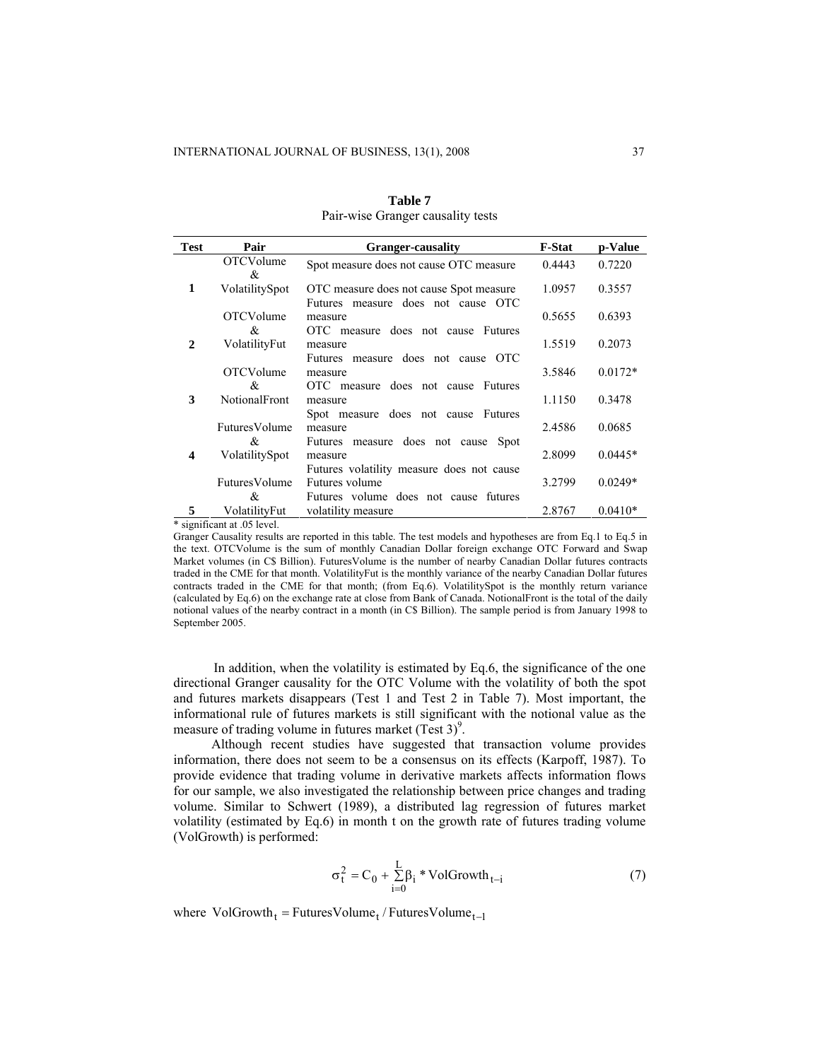**Table 7**
Pair-wise Granger causality tests

| Test | Pair | Granger-causality | F-Stat | p-Value |
|---|---|---|---|---|
| 1 | OTCVolume & VolatilitySpot | Spot measure does not cause OTC measure | 0.4443 | 0.7220 |
| | | OTC measure does not cause Spot measure | 1.0957 | 0.3557 |
| 2 | OTCVolume & VolatilityFut | Futures measure does not cause OTC measure | 0.5655 | 0.6393 |
| | | OTC measure does not cause Futures measure | 1.5519 | 0.2073 |
| 3 | OTCVolume & NotionalFront | Futures measure does not cause OTC measure | 3.5846 | 0.0172* |
| | | OTC measure does not cause Futures measure | 1.1150 | 0.3478 |
| 4 | FuturesVolume & VolatilitySpot | Spot measure does not cause Futures measure | 2.4586 | 0.0685 |
| | | Futures measure does not cause Spot measure | 2.8099 | 0.0445* |
| 5 | FuturesVolume & VolatilityFut | Futures volatility measure does not cause Futures volume | 3.2799 | 0.0249* |
| | | Futures volume does not cause futures volatility measure | 2.8767 | 0.0410* |

* significant at .05 level.

Granger Causality results are reported in this table. The test models and hypotheses are from Eq.1 to Eq.5 in the text. OTCVolume is the sum of monthly Canadian Dollar foreign exchange OTC Forward and Swap Market volumes (in C$ Billion). FuturesVolume is the number of nearby Canadian Dollar futures contracts traded in the CME for that month. VolatilityFut is the monthly variance of the nearby Canadian Dollar futures contracts traded in the CME for that month; (from Eq.6). VolatilitySpot is the monthly return variance (calculated by Eq.6) on the exchange rate at close from Bank of Canada. NotionalFront is the total of the daily notional values of the nearby contract in a month (in C$ Billion). The sample period is from January 1998 to September 2005.

In addition, when the volatility is estimated by Eq.6, the significance of the one directional Granger causality for the OTC Volume with the volatility of both the spot and futures markets disappears (Test 1 and Test 2 in Table 7). Most important, the informational rule of futures markets is still significant with the notional value as the measure of trading volume in futures market (Test 3)[9].

Although recent studies have suggested that transaction volume provides information, there does not seem to be a consensus on its effects (Karpoff, 1987). To provide evidence that trading volume in derivative markets affects information flows for our sample, we also investigated the relationship between price changes and trading volume. Similar to Schwert (1989), a distributed lag regression of futures market volatility (estimated by Eq.6) in month t on the growth rate of futures trading volume (VolGrowth) is performed:

$$\sigma_t^2 = C_0 + \sum_{i=0}^{L} \beta_i * \text{VolGrowth}_{t-i} \tag{7}$$

where $\text{VolGrowth}_t = \text{FuturesVolume}_t / \text{FuturesVolume}_{t-1}$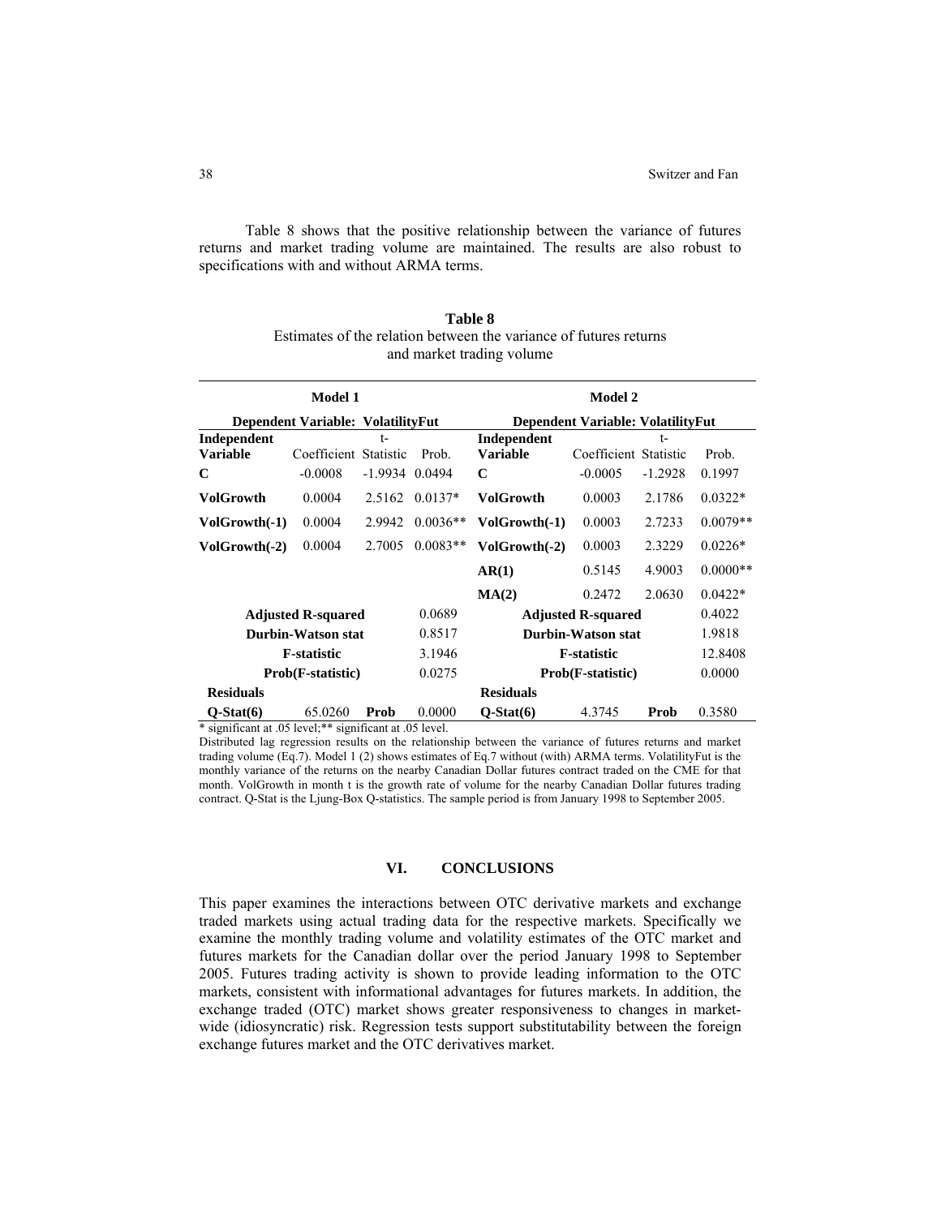Table 8 shows that the positive relationship between the variance of futures returns and market trading volume are maintained. The results are also robust to specifications with and without ARMA terms.

**Table 8**
Estimates of the relation between the variance of futures returns and market trading volume

| Model 1 | | | | Model 2 | | | |
|---|---|---|---|---|---|---|---|
| Dependent Variable: VolatilityFut | | | | Dependent Variable: VolatilityFut | | | |
| **Independent Variable** | Coefficient | t-Statistic | Prob. | **Independent Variable** | Coefficient | t-Statistic | Prob. |
| **C** | -0.0008 | -1.9934 | 0.0494 | **C** | -0.0005 | -1.2928 | 0.1997 |
| **VolGrowth** | 0.0004 | 2.5162 | 0.0137* | **VolGrowth** | 0.0003 | 2.1786 | 0.0322* |
| **VolGrowth(-1)** | 0.0004 | 2.9942 | 0.0036** | **VolGrowth(-1)** | 0.0003 | 2.7233 | 0.0079** |
| **VolGrowth(-2)** | 0.0004 | 2.7005 | 0.0083** | **VolGrowth(-2)** | 0.0003 | 2.3229 | 0.0226* |
| | | | | **AR(1)** | 0.5145 | 4.9003 | 0.0000** |
| | | | | **MA(2)** | 0.2472 | 2.0630 | 0.0422* |
| **Adjusted R-squared** | | | 0.0689 | **Adjusted R-squared** | | | 0.4022 |
| **Durbin-Watson stat** | | | 0.8517 | **Durbin-Watson stat** | | | 1.9818 |
| **F-statistic** | | | 3.1946 | **F-statistic** | | | 12.8408 |
| **Prob(F-statistic)** | | | 0.0275 | **Prob(F-statistic)** | | | 0.0000 |
| **Residuals** | | | | **Residuals** | | | |
| **Q-Stat(6)** | 65.0260 | **Prob** | 0.0000 | **Q-Stat(6)** | 4.3745 | **Prob** | 0.3580 |

* significant at .05 level;** significant at .05 level.

Distributed lag regression results on the relationship between the variance of futures returns and market trading volume (Eq.7). Model 1 (2) shows estimates of Eq.7 without (with) ARMA terms. VolatilityFut is the monthly variance of the returns on the nearby Canadian Dollar futures contract traded on the CME for that month. VolGrowth in month t is the growth rate of volume for the nearby Canadian Dollar futures trading contract. Q-Stat is the Ljung-Box Q-statistics. The sample period is from January 1998 to September 2005.

## VI. CONCLUSIONS

This paper examines the interactions between OTC derivative markets and exchange traded markets using actual trading data for the respective markets. Specifically we examine the monthly trading volume and volatility estimates of the OTC market and futures markets for the Canadian dollar over the period January 1998 to September 2005. Futures trading activity is shown to provide leading information to the OTC markets, consistent with informational advantages for futures markets. In addition, the exchange traded (OTC) market shows greater responsiveness to changes in market-wide (idiosyncratic) risk. Regression tests support substitutability between the foreign exchange futures market and the OTC derivatives market.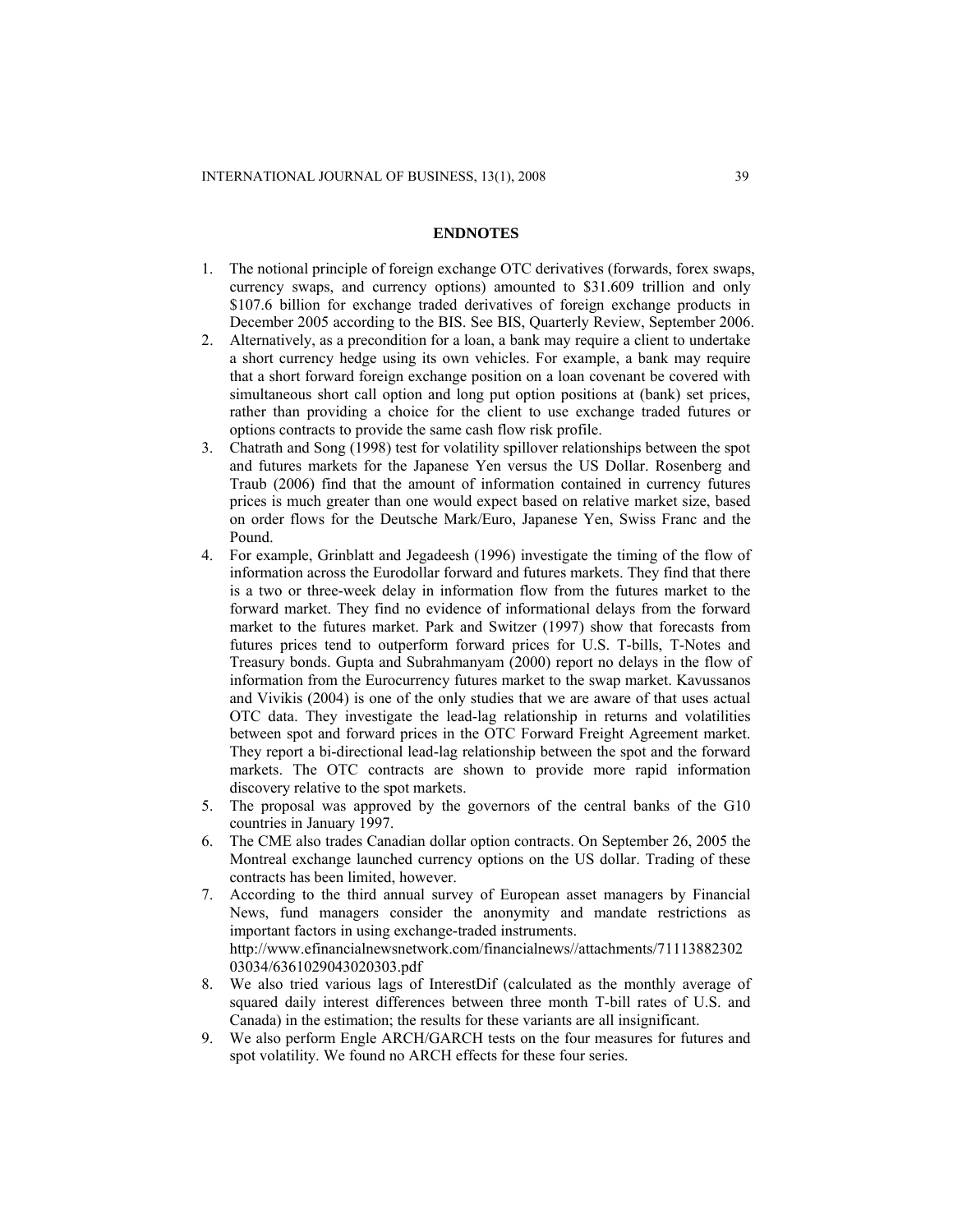## ENDNOTES

1. The notional principle of foreign exchange OTC derivatives (forwards, forex swaps, currency swaps, and currency options) amounted to $31.609 trillion and only $107.6 billion for exchange traded derivatives of foreign exchange products in December 2005 according to the BIS. See BIS, Quarterly Review, September 2006.
2. Alternatively, as a precondition for a loan, a bank may require a client to undertake a short currency hedge using its own vehicles. For example, a bank may require that a short forward foreign exchange position on a loan covenant be covered with simultaneous short call option and long put option positions at (bank) set prices, rather than providing a choice for the client to use exchange traded futures or options contracts to provide the same cash flow risk profile.
3. Chatrath and Song (1998) test for volatility spillover relationships between the spot and futures markets for the Japanese Yen versus the US Dollar. Rosenberg and Traub (2006) find that the amount of information contained in currency futures prices is much greater than one would expect based on relative market size, based on order flows for the Deutsche Mark/Euro, Japanese Yen, Swiss Franc and the Pound.
4. For example, Grinblatt and Jegadeesh (1996) investigate the timing of the flow of information across the Eurodollar forward and futures markets. They find that there is a two or three-week delay in information flow from the futures market to the forward market. They find no evidence of informational delays from the forward market to the futures market. Park and Switzer (1997) show that forecasts from futures prices tend to outperform forward prices for U.S. T-bills, T-Notes and Treasury bonds. Gupta and Subrahmanyam (2000) report no delays in the flow of information from the Eurocurrency futures market to the swap market. Kavussanos and Vivikis (2004) is one of the only studies that we are aware of that uses actual OTC data. They investigate the lead-lag relationship in returns and volatilities between spot and forward prices in the OTC Forward Freight Agreement market. They report a bi-directional lead-lag relationship between the spot and the forward markets. The OTC contracts are shown to provide more rapid information discovery relative to the spot markets.
5. The proposal was approved by the governors of the central banks of the G10 countries in January 1997.
6. The CME also trades Canadian dollar option contracts. On September 26, 2005 the Montreal exchange launched currency options on the US dollar. Trading of these contracts has been limited, however.
7. According to the third annual survey of European asset managers by Financial News, fund managers consider the anonymity and mandate restrictions as important factors in using exchange-traded instruments. http://www.efinancialnewsnetwork.com/financialnews//attachments/71113882302 03034/6361029043020303.pdf
8. We also tried various lags of InterestDif (calculated as the monthly average of squared daily interest differences between three month T-bill rates of U.S. and Canada) in the estimation; the results for these variants are all insignificant.
9. We also perform Engle ARCH/GARCH tests on the four measures for futures and spot volatility. We found no ARCH effects for these four series.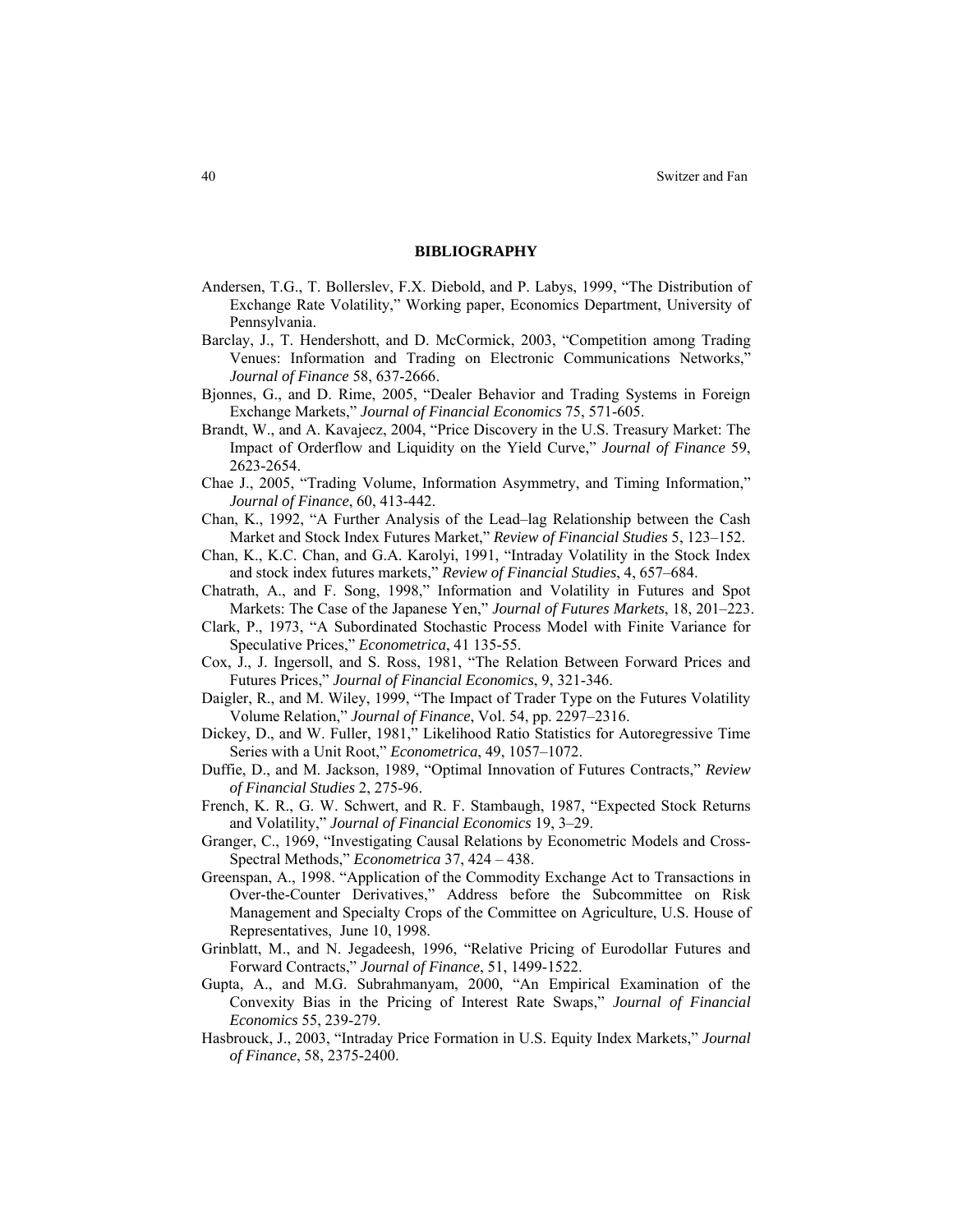## BIBLIOGRAPHY

Andersen, T.G., T. Bollerslev, F.X. Diebold, and P. Labys, 1999, "The Distribution of Exchange Rate Volatility," Working paper, Economics Department, University of Pennsylvania.

Barclay, J., T. Hendershott, and D. McCormick, 2003, "Competition among Trading Venues: Information and Trading on Electronic Communications Networks," *Journal of Finance* 58, 637-2666.

Bjonnes, G., and D. Rime, 2005, "Dealer Behavior and Trading Systems in Foreign Exchange Markets," *Journal of Financial Economics* 75, 571-605.

Brandt, W., and A. Kavajecz, 2004, "Price Discovery in the U.S. Treasury Market: The Impact of Orderflow and Liquidity on the Yield Curve," *Journal of Finance* 59, 2623-2654.

Chae J., 2005, "Trading Volume, Information Asymmetry, and Timing Information," *Journal of Finance*, 60, 413-442.

Chan, K., 1992, "A Further Analysis of the Lead–lag Relationship between the Cash Market and Stock Index Futures Market," *Review of Financial Studies* 5, 123–152.

Chan, K., K.C. Chan, and G.A. Karolyi, 1991, "Intraday Volatility in the Stock Index and stock index futures markets," *Review of Financial Studies*, 4, 657–684.

Chatrath, A., and F. Song, 1998," Information and Volatility in Futures and Spot Markets: The Case of the Japanese Yen," *Journal of Futures Markets*, 18, 201–223.

Clark, P., 1973, "A Subordinated Stochastic Process Model with Finite Variance for Speculative Prices," *Econometrica*, 41 135-55.

Cox, J., J. Ingersoll, and S. Ross, 1981, "The Relation Between Forward Prices and Futures Prices," *Journal of Financial Economics*, 9, 321-346.

Daigler, R., and M. Wiley, 1999, "The Impact of Trader Type on the Futures Volatility Volume Relation," *Journal of Finance*, Vol. 54, pp. 2297–2316.

Dickey, D., and W. Fuller, 1981," Likelihood Ratio Statistics for Autoregressive Time Series with a Unit Root," *Econometrica*, 49, 1057–1072.

Duffie, D., and M. Jackson, 1989, "Optimal Innovation of Futures Contracts," *Review of Financial Studies* 2, 275-96.

French, K. R., G. W. Schwert, and R. F. Stambaugh, 1987, "Expected Stock Returns and Volatility," *Journal of Financial Economics* 19, 3–29.

Granger, C., 1969, "Investigating Causal Relations by Econometric Models and Cross-Spectral Methods," *Econometrica* 37, 424 – 438.

Greenspan, A., 1998. "Application of the Commodity Exchange Act to Transactions in Over-the-Counter Derivatives," Address before the Subcommittee on Risk Management and Specialty Crops of the Committee on Agriculture, U.S. House of Representatives, June 10, 1998.

Grinblatt, M., and N. Jegadeesh, 1996, "Relative Pricing of Eurodollar Futures and Forward Contracts," *Journal of Finance*, 51, 1499-1522.

Gupta, A., and M.G. Subrahmanyam, 2000, "An Empirical Examination of the Convexity Bias in the Pricing of Interest Rate Swaps," *Journal of Financial Economics* 55, 239-279.

Hasbrouck, J., 2003, "Intraday Price Formation in U.S. Equity Index Markets," *Journal of Finance*, 58, 2375-2400.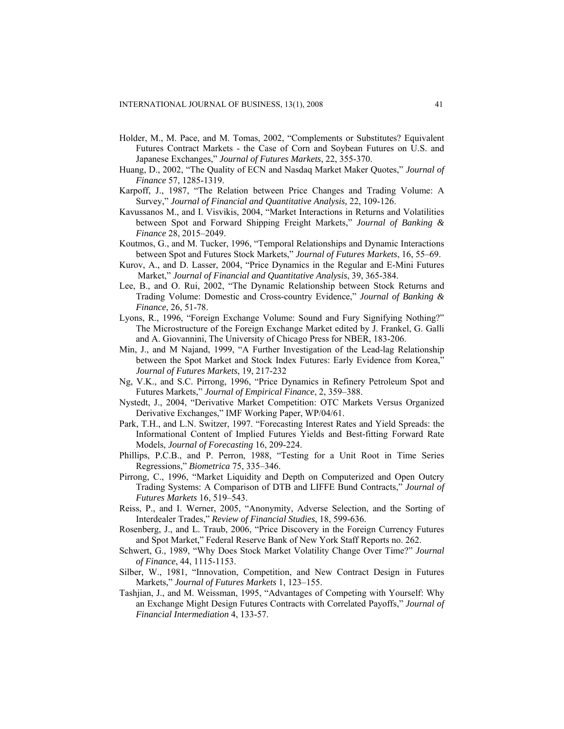Holder, M., M. Pace, and M. Tomas, 2002, "Complements or Substitutes? Equivalent Futures Contract Markets - the Case of Corn and Soybean Futures on U.S. and Japanese Exchanges," *Journal of Futures Markets*, 22, 355-370.

Huang, D., 2002, "The Quality of ECN and Nasdaq Market Maker Quotes," *Journal of Finance* 57, 1285-1319.

Karpoff, J., 1987, "The Relation between Price Changes and Trading Volume: A Survey," *Journal of Financial and Quantitative Analysis,* 22, 109-126.

Kavussanos M., and I. Visvikis, 2004, "Market Interactions in Returns and Volatilities between Spot and Forward Shipping Freight Markets," *Journal of Banking & Finance* 28, 2015–2049.

Koutmos, G., and M. Tucker, 1996, "Temporal Relationships and Dynamic Interactions between Spot and Futures Stock Markets," *Journal of Futures Markets*, 16, 55–69.

Kurov, A., and D. Lasser, 2004, "Price Dynamics in the Regular and E-Mini Futures Market," *Journal of Financial and Quantitative Analysis*, 39, 365-384.

Lee, B., and O. Rui, 2002, "The Dynamic Relationship between Stock Returns and Trading Volume: Domestic and Cross-country Evidence," *Journal of Banking & Finance*, 26, 51-78.

Lyons, R., 1996, "Foreign Exchange Volume: Sound and Fury Signifying Nothing?" The Microstructure of the Foreign Exchange Market edited by J. Frankel, G. Galli and A. Giovannini, The University of Chicago Press for NBER, 183-206.

Min, J., and M Najand, 1999, "A Further Investigation of the Lead-lag Relationship between the Spot Market and Stock Index Futures: Early Evidence from Korea," *Journal of Futures Markets*, 19, 217-232

Ng, V.K., and S.C. Pirrong, 1996, "Price Dynamics in Refinery Petroleum Spot and Futures Markets," *Journal of Empirical Finance*, 2, 359–388.

Nystedt, J., 2004, "Derivative Market Competition: OTC Markets Versus Organized Derivative Exchanges," IMF Working Paper, WP/04/61.

Park, T.H., and L.N. Switzer, 1997. "Forecasting Interest Rates and Yield Spreads: the Informational Content of Implied Futures Yields and Best-fitting Forward Rate Models, *Journal of Forecasting* 16, 209-224.

Phillips, P.C.B., and P. Perron, 1988, "Testing for a Unit Root in Time Series Regressions," *Biometrica* 75, 335–346.

Pirrong, C., 1996, "Market Liquidity and Depth on Computerized and Open Outcry Trading Systems: A Comparison of DTB and LIFFE Bund Contracts," *Journal of Futures Markets* 16, 519–543.

Reiss, P., and I. Werner, 2005, "Anonymity, Adverse Selection, and the Sorting of Interdealer Trades," *Review of Financial Studies*, 18, 599-636.

Rosenberg, J., and L. Traub, 2006, "Price Discovery in the Foreign Currency Futures and Spot Market," Federal Reserve Bank of New York Staff Reports no. 262.

Schwert, G., 1989, "Why Does Stock Market Volatility Change Over Time?" *Journal of Finance*, 44, 1115-1153.

Silber, W., 1981, "Innovation, Competition, and New Contract Design in Futures Markets," *Journal of Futures Markets* 1, 123–155.

Tashjian, J., and M. Weissman, 1995, "Advantages of Competing with Yourself: Why an Exchange Might Design Futures Contracts with Correlated Payoffs," *Journal of Financial Intermediation* 4, 133-57.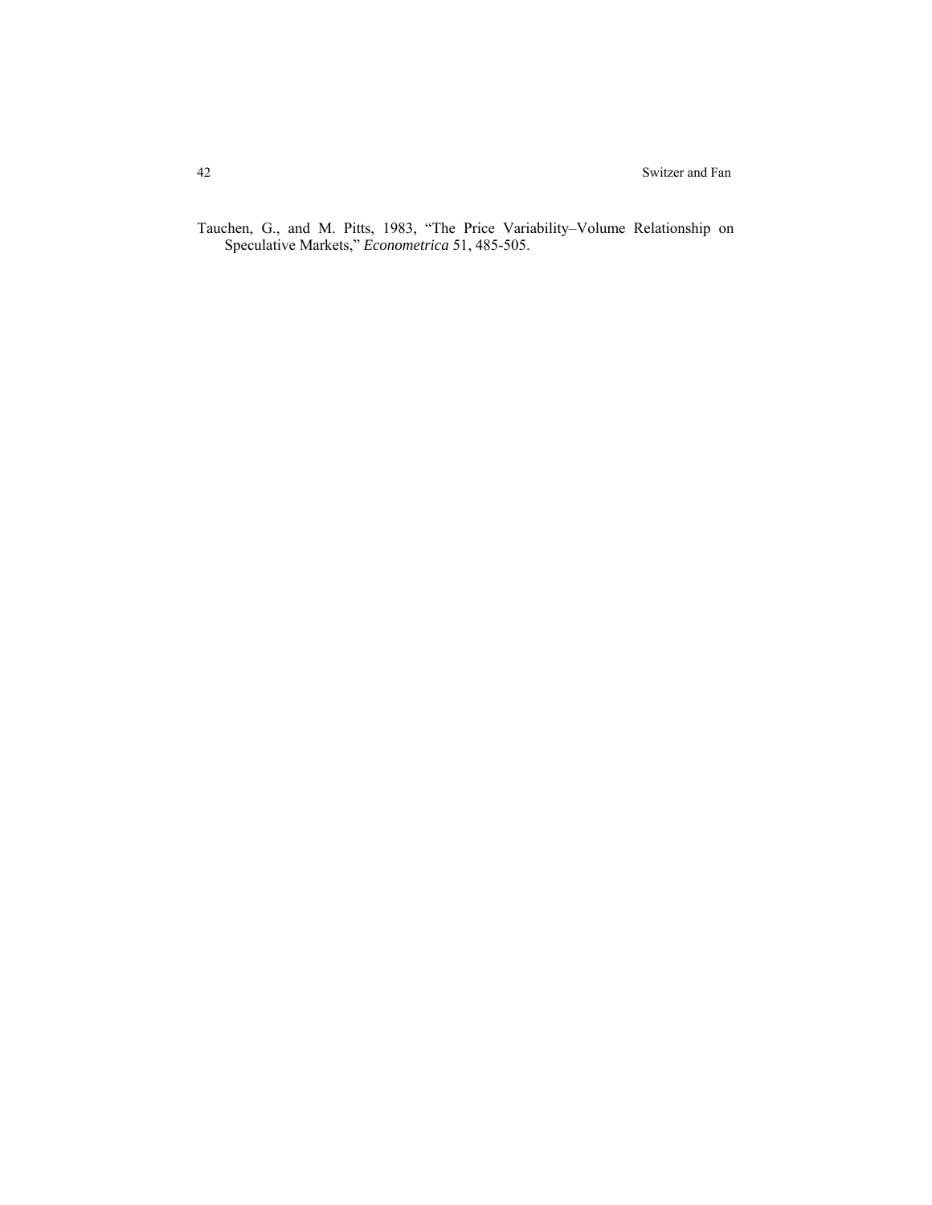Tauchen, G., and M. Pitts, 1983, "The Price Variability–Volume Relationship on Speculative Markets," *Econometrica* 51, 485-505.